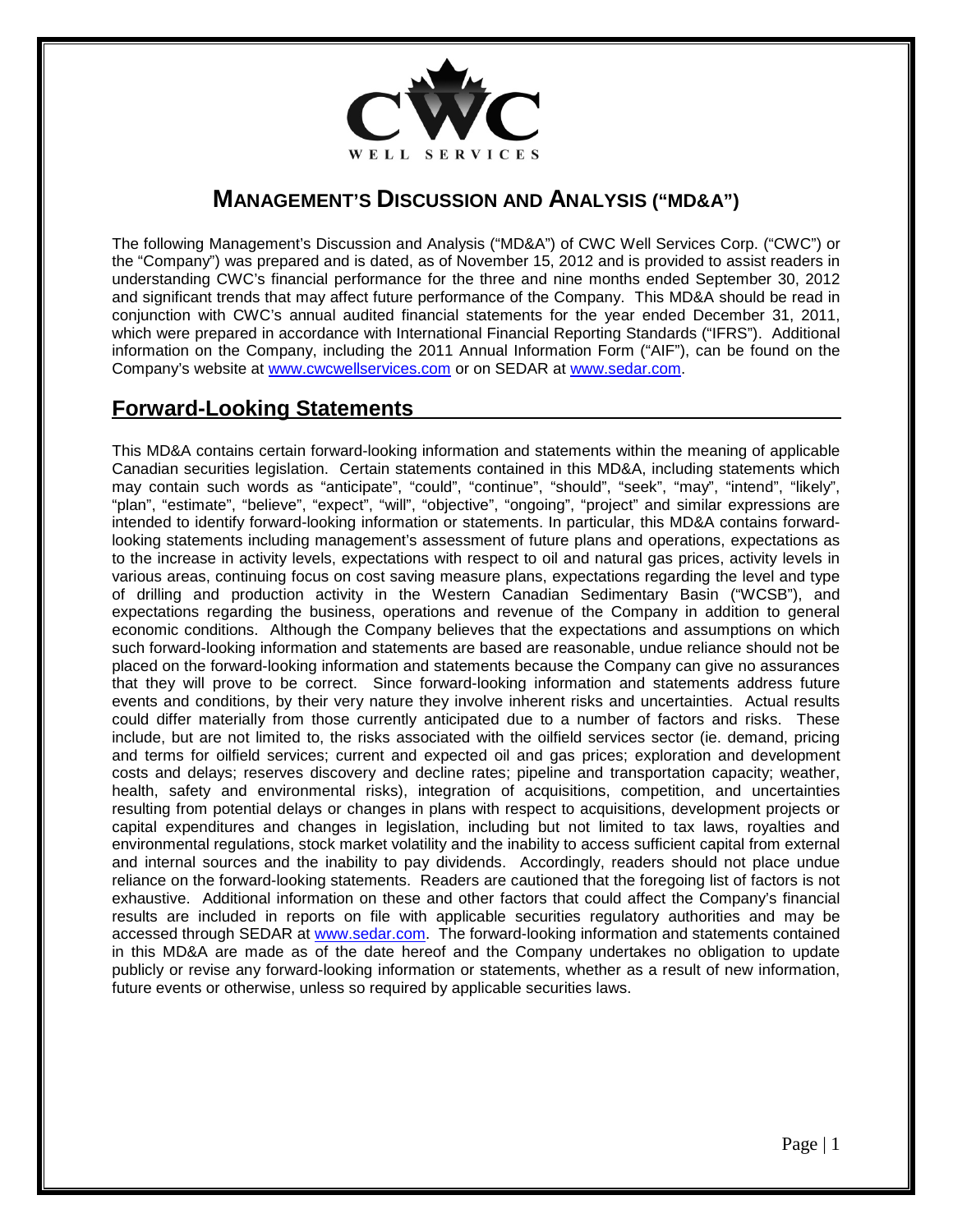# MANAGEMENT'S DISCUSSION AND ANALYSIS ("MD&A")

The following Management's Discussion and Analysis ("MD&A") of CWC Well Services Corp. ("CWC") or the "Company") was prepared and is dated, as of November 15, 2012 and is provided to assist readers in understanding CWC's financial performance for the three and nine months ended September 30, 2012 and significant trends that may affect future performance of the Company. This MD&A should be read in conjunction with CWC's annual audited financial statements for the year ended December 31, 2011, which were prepared in accordance with International Financial Reporting Standards ("IFRS"). Additional information on the Company, including the 2011 Annual Information Form ("AIF"), can be found on the Company's website at www.cwcwellservices.com or on SEDAR at www.sedar.com.

## Forward-Looking Statements

This MD&A contains certain forward-looking information and statements within the meaning of applicable Canadian securities legislation. Certain statements contained in this MD&A, including statements which may contain such words as "anticipate", "could", "continue", "should", "seek", "may", "intend", "likely", "plan", "estimate", "believe", "expect", "will", "objective", "ongoing", "project" and similar expressions are intended to identify forward-looking information or statements. In particular, this MD&A contains forward-looking statements including management's assessment of future plans and operations, expectations as to the increase in activity levels, expectations with respect to oil and natural gas prices, activity levels in various areas, continuing focus on cost saving measure plans, expectations regarding the level and type of drilling and production activity in the Western Canadian Sedimentary Basin ("WCSB"), and expectations regarding the business, operations and revenue of the Company in addition to general economic conditions. Although the Company believes that the expectations and assumptions on which such forward-looking information and statements are based are reasonable, undue reliance should not be placed on the forward-looking information and statements because the Company can give no assurances that they will prove to be correct. Since forward-looking information and statements address future events and conditions, by their very nature they involve inherent risks and uncertainties. Actual results could differ materially from those currently anticipated due to a number of factors and risks. These include, but are not limited to, the risks associated with the oilfield services sector (ie. demand, pricing and terms for oilfield services; current and expected oil and gas prices; exploration and development costs and delays; reserves discovery and decline rates; pipeline and transportation capacity; weather, health, safety and environmental risks), integration of acquisitions, competition, and uncertainties resulting from potential delays or changes in plans with respect to acquisitions, development projects or capital expenditures and changes in legislation, including but not limited to tax laws, royalties and environmental regulations, stock market volatility and the inability to access sufficient capital from external and internal sources and the inability to pay dividends. Accordingly, readers should not place undue reliance on the forward-looking statements. Readers are cautioned that the foregoing list of factors is not exhaustive. Additional information on these and other factors that could affect the Company's financial results are included in reports on file with applicable securities regulatory authorities and may be accessed through SEDAR at www.sedar.com. The forward-looking information and statements contained in this MD&A are made as of the date hereof and the Company undertakes no obligation to update publicly or revise any forward-looking information or statements, whether as a result of new information, future events or otherwise, unless so required by applicable securities laws.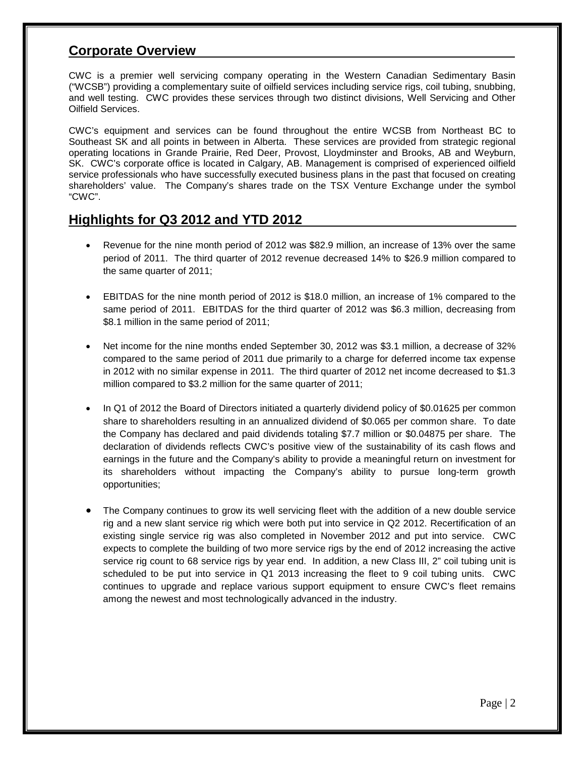## Corporate Overview

CWC is a premier well servicing company operating in the Western Canadian Sedimentary Basin ("WCSB") providing a complementary suite of oilfield services including service rigs, coil tubing, snubbing, and well testing. CWC provides these services through two distinct divisions, Well Servicing and Other Oilfield Services.

CWC's equipment and services can be found throughout the entire WCSB from Northeast BC to Southeast SK and all points in between in Alberta. These services are provided from strategic regional operating locations in Grande Prairie, Red Deer, Provost, Lloydminster and Brooks, AB and Weyburn, SK. CWC's corporate office is located in Calgary, AB. Management is comprised of experienced oilfield service professionals who have successfully executed business plans in the past that focused on creating shareholders' value. The Company's shares trade on the TSX Venture Exchange under the symbol "CWC".

## Highlights for Q3 2012 and YTD 2012

- Revenue for the nine month period of 2012 was $82.9 million, an increase of 13% over the same period of 2011. The third quarter of 2012 revenue decreased 14% to $26.9 million compared to the same quarter of 2011;
- EBITDAS for the nine month period of 2012 is $18.0 million, an increase of 1% compared to the same period of 2011. EBITDAS for the third quarter of 2012 was $6.3 million, decreasing from $8.1 million in the same period of 2011;
- Net income for the nine months ended September 30, 2012 was $3.1 million, a decrease of 32% compared to the same period of 2011 due primarily to a charge for deferred income tax expense in 2012 with no similar expense in 2011. The third quarter of 2012 net income decreased to $1.3 million compared to $3.2 million for the same quarter of 2011;
- In Q1 of 2012 the Board of Directors initiated a quarterly dividend policy of $0.01625 per common share to shareholders resulting in an annualized dividend of $0.065 per common share. To date the Company has declared and paid dividends totaling $7.7 million or $0.04875 per share. The declaration of dividends reflects CWC's positive view of the sustainability of its cash flows and earnings in the future and the Company's ability to provide a meaningful return on investment for its shareholders without impacting the Company's ability to pursue long-term growth opportunities;
- The Company continues to grow its well servicing fleet with the addition of a new double service rig and a new slant service rig which were both put into service in Q2 2012. Recertification of an existing single service rig was also completed in November 2012 and put into service. CWC expects to complete the building of two more service rigs by the end of 2012 increasing the active service rig count to 68 service rigs by year end. In addition, a new Class III, 2" coil tubing unit is scheduled to be put into service in Q1 2013 increasing the fleet to 9 coil tubing units. CWC continues to upgrade and replace various support equipment to ensure CWC's fleet remains among the newest and most technologically advanced in the industry.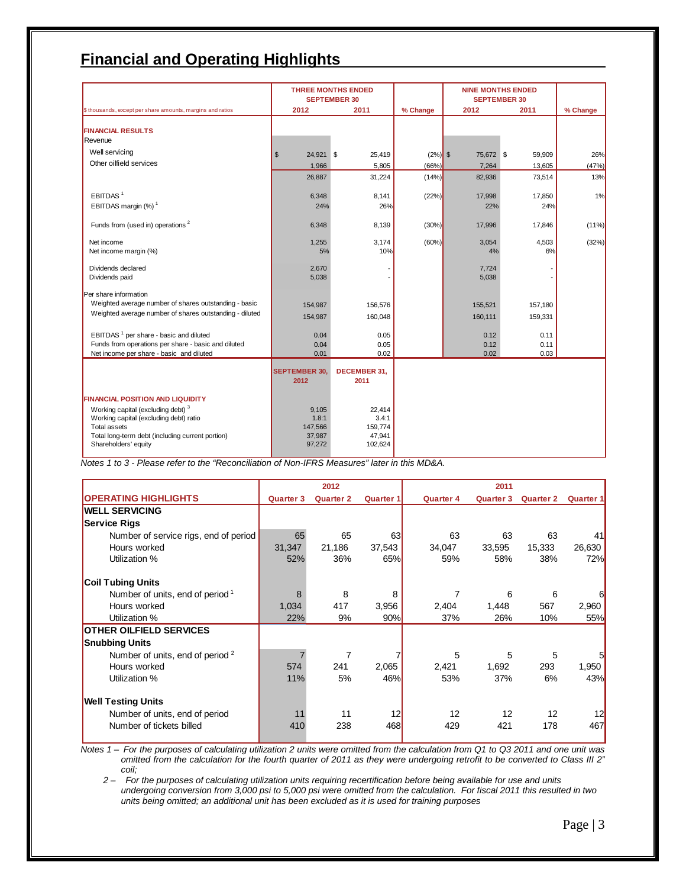# Financial and Operating Highlights

| $ thousands, except per share amounts, margins and ratios | THREE MONTHS ENDED SEPTEMBER 30 2012 | 2011 | % Change | NINE MONTHS ENDED SEPTEMBER 30 2012 | 2011 | % Change |
|---|---|---|---|---|---|---|
| **FINANCIAL RESULTS** | | | | | | |
| Revenue | | | | | | |
| Well servicing | $ 24,921 | $ 25,419 | (2%) | $ 75,672 | $ 59,909 | 26% |
| Other oilfield services | 1,966 | 5,805 | (66%) | 7,264 | 13,605 | (47%) |
| | 26,887 | 31,224 | (14%) | 82,936 | 73,514 | 13% |
| EBITDAS [1] | 6,348 | 8,141 | (22%) | 17,998 | 17,850 | 1% |
| EBITDAS margin (%) [1] | 24% | 26% | | 22% | 24% | |
| Funds from (used in) operations [2] | 6,348 | 8,139 | (30%) | 17,996 | 17,846 | (11%) |
| Net income | 1,255 | 3,174 | (60%) | 3,054 | 4,503 | (32%) |
| Net income margin (%) | 5% | 10% | | 4% | 6% | |
| Dividends declared | 2,670 | - | | 7,724 | - | |
| Dividends paid | 5,038 | - | | 5,038 | - | |
| Per share information | | | | | | |
| Weighted average number of shares outstanding - basic | 154,987 | 156,576 | | 155,521 | 157,180 | |
| Weighted average number of shares outstanding - diluted | 154,987 | 160,048 | | 160,111 | 159,331 | |
| EBITDAS [1] per share - basic and diluted | 0.04 | 0.05 | | 0.12 | 0.11 | |
| Funds from operations per share - basic and diluted | 0.04 | 0.05 | | 0.12 | 0.11 | |
| Net income per share - basic and diluted | 0.01 | 0.02 | | 0.02 | 0.03 | |

| | SEPTEMBER 30, 2012 | DECEMBER 31, 2011 |
|---|---|---|
| **FINANCIAL POSITION AND LIQUIDITY** | | |
| Working capital (excluding debt) [3] | 9,105 | 22,414 |
| Working capital (excluding debt) ratio | 1.8:1 | 3.4:1 |
| Total assets | 147,566 | 159,774 |
| Total long-term debt (including current portion) | 37,987 | 47,941 |
| Shareholders' equity | 97,272 | 102,624 |

*Notes 1 to 3 - Please refer to the "Reconciliation of Non-IFRS Measures" later in this MD&A.*

| OPERATING HIGHLIGHTS | 2012 Quarter 3 | Quarter 2 | Quarter 1 | 2011 Quarter 4 | Quarter 3 | Quarter 2 | Quarter 1 |
|---|---|---|---|---|---|---|---|
| **WELL SERVICING** | | | | | | | |
| **Service Rigs** | | | | | | | |
| Number of service rigs, end of period | 65 | 65 | 63 | 63 | 63 | 63 | 41 |
| Hours worked | 31,347 | 21,186 | 37,543 | 34,047 | 33,595 | 15,333 | 26,630 |
| Utilization % | 52% | 36% | 65% | 59% | 58% | 38% | 72% |
| **Coil Tubing Units** | | | | | | | |
| Number of units, end of period [1] | 8 | 8 | 8 | 7 | 6 | 6 | 6 |
| Hours worked | 1,034 | 417 | 3,956 | 2,404 | 1,448 | 567 | 2,960 |
| Utilization % | 22% | 9% | 90% | 37% | 26% | 10% | 55% |
| **OTHER OILFIELD SERVICES** | | | | | | | |
| **Snubbing Units** | | | | | | | |
| Number of units, end of period [2] | 7 | 7 | 7 | 5 | 5 | 5 | 5 |
| Hours worked | 574 | 241 | 2,065 | 2,421 | 1,692 | 293 | 1,950 |
| Utilization % | 11% | 5% | 46% | 53% | 37% | 6% | 43% |
| **Well Testing Units** | | | | | | | |
| Number of units, end of period | 11 | 11 | 12 | 12 | 12 | 12 | 12 |
| Number of tickets billed | 410 | 238 | 468 | 429 | 421 | 178 | 467 |

*Notes 1 – For the purposes of calculating utilization 2 units were omitted from the calculation from Q1 to Q3 2011 and one unit was omitted from the calculation for the fourth quarter of 2011 as they were undergoing retrofit to be converted to Class III 2" coil;*

*2 – For the purposes of calculating utilization units requiring recertification before being available for use and units undergoing conversion from 3,000 psi to 5,000 psi were omitted from the calculation. For fiscal 2011 this resulted in two units being omitted; an additional unit has been excluded as it is used for training purposes*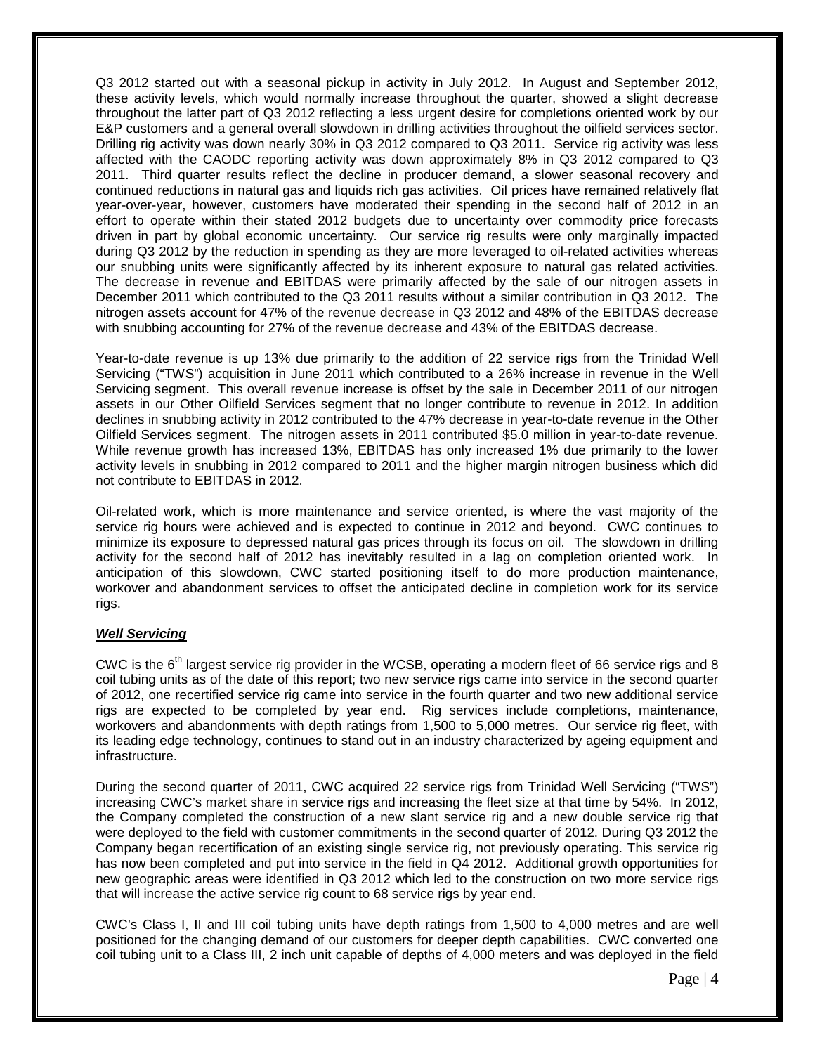Q3 2012 started out with a seasonal pickup in activity in July 2012. In August and September 2012, these activity levels, which would normally increase throughout the quarter, showed a slight decrease throughout the latter part of Q3 2012 reflecting a less urgent desire for completions oriented work by our E&P customers and a general overall slowdown in drilling activities throughout the oilfield services sector. Drilling rig activity was down nearly 30% in Q3 2012 compared to Q3 2011. Service rig activity was less affected with the CAODC reporting activity was down approximately 8% in Q3 2012 compared to Q3 2011. Third quarter results reflect the decline in producer demand, a slower seasonal recovery and continued reductions in natural gas and liquids rich gas activities. Oil prices have remained relatively flat year-over-year, however, customers have moderated their spending in the second half of 2012 in an effort to operate within their stated 2012 budgets due to uncertainty over commodity price forecasts driven in part by global economic uncertainty. Our service rig results were only marginally impacted during Q3 2012 by the reduction in spending as they are more leveraged to oil-related activities whereas our snubbing units were significantly affected by its inherent exposure to natural gas related activities. The decrease in revenue and EBITDAS were primarily affected by the sale of our nitrogen assets in December 2011 which contributed to the Q3 2011 results without a similar contribution in Q3 2012. The nitrogen assets account for 47% of the revenue decrease in Q3 2012 and 48% of the EBITDAS decrease with snubbing accounting for 27% of the revenue decrease and 43% of the EBITDAS decrease.

Year-to-date revenue is up 13% due primarily to the addition of 22 service rigs from the Trinidad Well Servicing ("TWS") acquisition in June 2011 which contributed to a 26% increase in revenue in the Well Servicing segment. This overall revenue increase is offset by the sale in December 2011 of our nitrogen assets in our Other Oilfield Services segment that no longer contribute to revenue in 2012. In addition declines in snubbing activity in 2012 contributed to the 47% decrease in year-to-date revenue in the Other Oilfield Services segment. The nitrogen assets in 2011 contributed $5.0 million in year-to-date revenue. While revenue growth has increased 13%, EBITDAS has only increased 1% due primarily to the lower activity levels in snubbing in 2012 compared to 2011 and the higher margin nitrogen business which did not contribute to EBITDAS in 2012.

Oil-related work, which is more maintenance and service oriented, is where the vast majority of the service rig hours were achieved and is expected to continue in 2012 and beyond. CWC continues to minimize its exposure to depressed natural gas prices through its focus on oil. The slowdown in drilling activity for the second half of 2012 has inevitably resulted in a lag on completion oriented work. In anticipation of this slowdown, CWC started positioning itself to do more production maintenance, workover and abandonment services to offset the anticipated decline in completion work for its service rigs.

***Well Servicing***

CWC is the 6th largest service rig provider in the WCSB, operating a modern fleet of 66 service rigs and 8 coil tubing units as of the date of this report; two new service rigs came into service in the second quarter of 2012, one recertified service rig came into service in the fourth quarter and two new additional service rigs are expected to be completed by year end. Rig services include completions, maintenance, workovers and abandonments with depth ratings from 1,500 to 5,000 metres. Our service rig fleet, with its leading edge technology, continues to stand out in an industry characterized by ageing equipment and infrastructure.

During the second quarter of 2011, CWC acquired 22 service rigs from Trinidad Well Servicing ("TWS") increasing CWC's market share in service rigs and increasing the fleet size at that time by 54%. In 2012, the Company completed the construction of a new slant service rig and a new double service rig that were deployed to the field with customer commitments in the second quarter of 2012. During Q3 2012 the Company began recertification of an existing single service rig, not previously operating. This service rig has now been completed and put into service in the field in Q4 2012. Additional growth opportunities for new geographic areas were identified in Q3 2012 which led to the construction on two more service rigs that will increase the active service rig count to 68 service rigs by year end.

CWC's Class I, II and III coil tubing units have depth ratings from 1,500 to 4,000 metres and are well positioned for the changing demand of our customers for deeper depth capabilities. CWC converted one coil tubing unit to a Class III, 2 inch unit capable of depths of 4,000 meters and was deployed in the field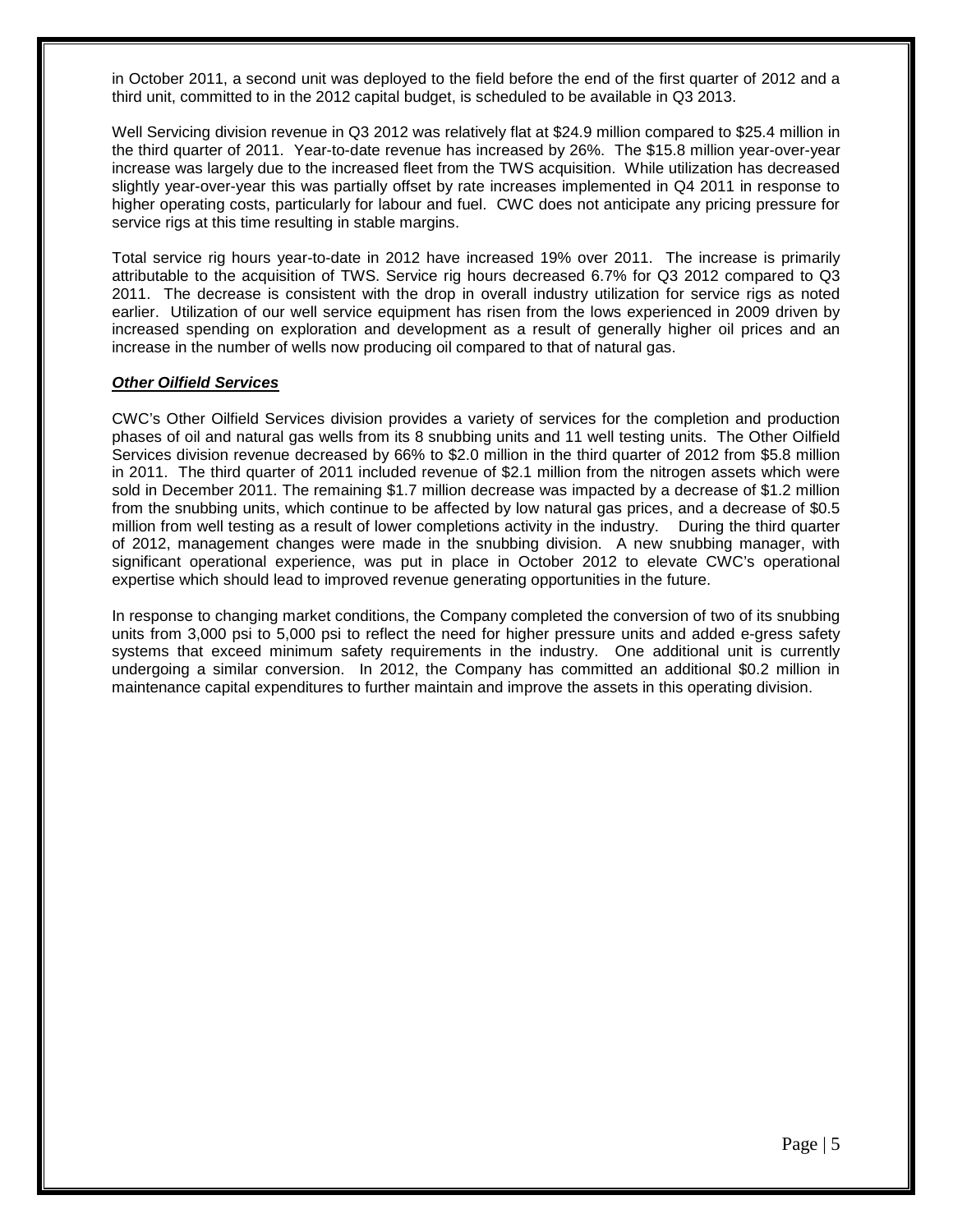in October 2011, a second unit was deployed to the field before the end of the first quarter of 2012 and a third unit, committed to in the 2012 capital budget, is scheduled to be available in Q3 2013.

Well Servicing division revenue in Q3 2012 was relatively flat at $24.9 million compared to $25.4 million in the third quarter of 2011. Year-to-date revenue has increased by 26%. The $15.8 million year-over-year increase was largely due to the increased fleet from the TWS acquisition. While utilization has decreased slightly year-over-year this was partially offset by rate increases implemented in Q4 2011 in response to higher operating costs, particularly for labour and fuel. CWC does not anticipate any pricing pressure for service rigs at this time resulting in stable margins.

Total service rig hours year-to-date in 2012 have increased 19% over 2011. The increase is primarily attributable to the acquisition of TWS. Service rig hours decreased 6.7% for Q3 2012 compared to Q3 2011. The decrease is consistent with the drop in overall industry utilization for service rigs as noted earlier. Utilization of our well service equipment has risen from the lows experienced in 2009 driven by increased spending on exploration and development as a result of generally higher oil prices and an increase in the number of wells now producing oil compared to that of natural gas.

***Other Oilfield Services***

CWC's Other Oilfield Services division provides a variety of services for the completion and production phases of oil and natural gas wells from its 8 snubbing units and 11 well testing units. The Other Oilfield Services division revenue decreased by 66% to $2.0 million in the third quarter of 2012 from $5.8 million in 2011. The third quarter of 2011 included revenue of $2.1 million from the nitrogen assets which were sold in December 2011. The remaining $1.7 million decrease was impacted by a decrease of $1.2 million from the snubbing units, which continue to be affected by low natural gas prices, and a decrease of $0.5 million from well testing as a result of lower completions activity in the industry. During the third quarter of 2012, management changes were made in the snubbing division. A new snubbing manager, with significant operational experience, was put in place in October 2012 to elevate CWC's operational expertise which should lead to improved revenue generating opportunities in the future.

In response to changing market conditions, the Company completed the conversion of two of its snubbing units from 3,000 psi to 5,000 psi to reflect the need for higher pressure units and added e-gress safety systems that exceed minimum safety requirements in the industry. One additional unit is currently undergoing a similar conversion. In 2012, the Company has committed an additional $0.2 million in maintenance capital expenditures to further maintain and improve the assets in this operating division.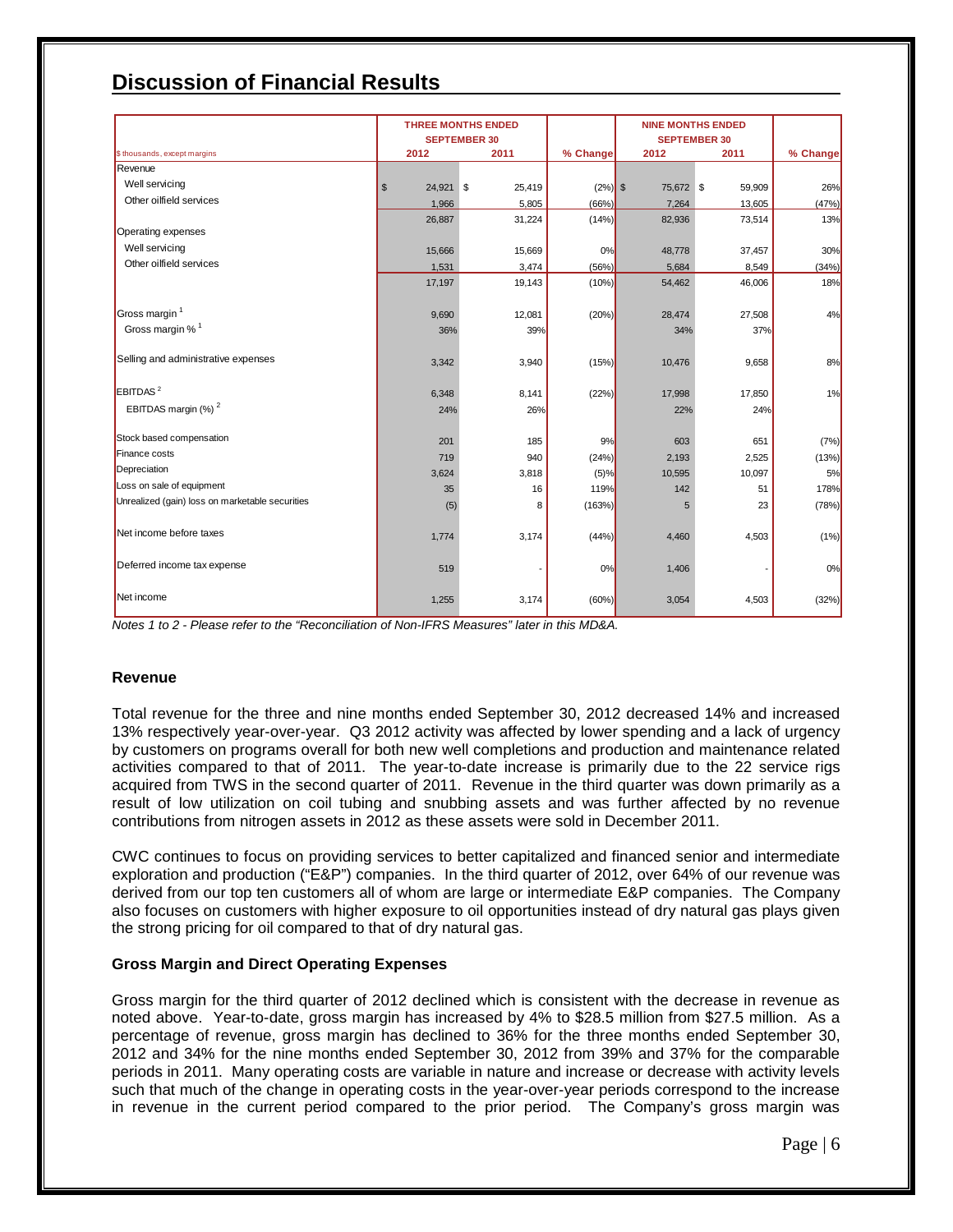# Discussion of Financial Results

| $ thousands, except margins | THREE MONTHS ENDED SEPTEMBER 30 2012 | 2011 | % Change | NINE MONTHS ENDED SEPTEMBER 30 2012 | 2011 | % Change |
|---|---|---|---|---|---|---|
| Revenue | | | | | | |
| Well servicing | $ 24,921 | $ 25,419 | (2%) | $ 75,672 | $ 59,909 | 26% |
| Other oilfield services | 1,966 | 5,805 | (66%) | 7,264 | 13,605 | (47%) |
| | 26,887 | 31,224 | (14%) | 82,936 | 73,514 | 13% |
| Operating expenses | | | | | | |
| Well servicing | 15,666 | 15,669 | 0% | 48,778 | 37,457 | 30% |
| Other oilfield services | 1,531 | 3,474 | (56%) | 5,684 | 8,549 | (34%) |
| | 17,197 | 19,143 | (10%) | 54,462 | 46,006 | 18% |
| Gross margin [1] | 9,690 | 12,081 | (20%) | 28,474 | 27,508 | 4% |
| Gross margin % [1] | 36% | 39% | | 34% | 37% | |
| Selling and administrative expenses | 3,342 | 3,940 | (15%) | 10,476 | 9,658 | 8% |
| EBITDAS [2] | 6,348 | 8,141 | (22%) | 17,998 | 17,850 | 1% |
| EBITDAS margin (%) [2] | 24% | 26% | | 22% | 24% | |
| Stock based compensation | 201 | 185 | 9% | 603 | 651 | (7%) |
| Finance costs | 719 | 940 | (24%) | 2,193 | 2,525 | (13%) |
| Depreciation | 3,624 | 3,818 | (5)% | 10,595 | 10,097 | 5% |
| Loss on sale of equipment | 35 | 16 | 119% | 142 | 51 | 178% |
| Unrealized (gain) loss on marketable securities | (5) | 8 | (163%) | 5 | 23 | (78%) |
| Net income before taxes | 1,774 | 3,174 | (44%) | 4,460 | 4,503 | (1%) |
| Deferred income tax expense | 519 | - | 0% | 1,406 | - | 0% |
| Net income | 1,255 | 3,174 | (60%) | 3,054 | 4,503 | (32%) |

*Notes 1 to 2 - Please refer to the "Reconciliation of Non-IFRS Measures" later in this MD&A.*

### Revenue

Total revenue for the three and nine months ended September 30, 2012 decreased 14% and increased 13% respectively year-over-year. Q3 2012 activity was affected by lower spending and a lack of urgency by customers on programs overall for both new well completions and production and maintenance related activities compared to that of 2011. The year-to-date increase is primarily due to the 22 service rigs acquired from TWS in the second quarter of 2011. Revenue in the third quarter was down primarily as a result of low utilization on coil tubing and snubbing assets and was further affected by no revenue contributions from nitrogen assets in 2012 as these assets were sold in December 2011.

CWC continues to focus on providing services to better capitalized and financed senior and intermediate exploration and production ("E&P") companies. In the third quarter of 2012, over 64% of our revenue was derived from our top ten customers all of whom are large or intermediate E&P companies. The Company also focuses on customers with higher exposure to oil opportunities instead of dry natural gas plays given the strong pricing for oil compared to that of dry natural gas.

### Gross Margin and Direct Operating Expenses

Gross margin for the third quarter of 2012 declined which is consistent with the decrease in revenue as noted above. Year-to-date, gross margin has increased by 4% to $28.5 million from $27.5 million. As a percentage of revenue, gross margin has declined to 36% for the three months ended September 30, 2012 and 34% for the nine months ended September 30, 2012 from 39% and 37% for the comparable periods in 2011. Many operating costs are variable in nature and increase or decrease with activity levels such that much of the change in operating costs in the year-over-year periods correspond to the increase in revenue in the current period compared to the prior period. The Company's gross margin was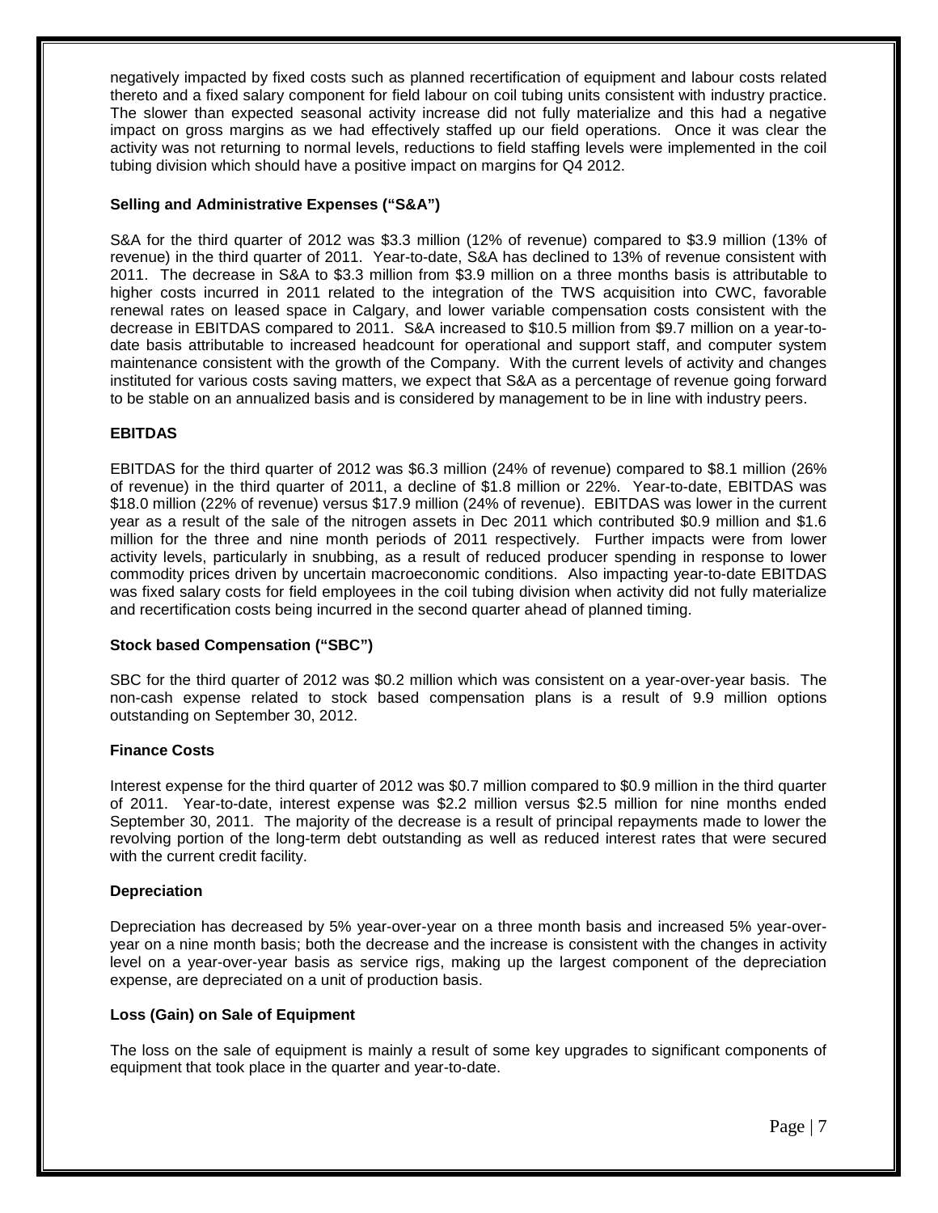negatively impacted by fixed costs such as planned recertification of equipment and labour costs related thereto and a fixed salary component for field labour on coil tubing units consistent with industry practice. The slower than expected seasonal activity increase did not fully materialize and this had a negative impact on gross margins as we had effectively staffed up our field operations. Once it was clear the activity was not returning to normal levels, reductions to field staffing levels were implemented in the coil tubing division which should have a positive impact on margins for Q4 2012.

### Selling and Administrative Expenses ("S&A")

S&A for the third quarter of 2012 was $3.3 million (12% of revenue) compared to $3.9 million (13% of revenue) in the third quarter of 2011. Year-to-date, S&A has declined to 13% of revenue consistent with 2011. The decrease in S&A to $3.3 million from $3.9 million on a three months basis is attributable to higher costs incurred in 2011 related to the integration of the TWS acquisition into CWC, favorable renewal rates on leased space in Calgary, and lower variable compensation costs consistent with the decrease in EBITDAS compared to 2011. S&A increased to $10.5 million from $9.7 million on a year-to-date basis attributable to increased headcount for operational and support staff, and computer system maintenance consistent with the growth of the Company. With the current levels of activity and changes instituted for various costs saving matters, we expect that S&A as a percentage of revenue going forward to be stable on an annualized basis and is considered by management to be in line with industry peers.

### EBITDAS

EBITDAS for the third quarter of 2012 was $6.3 million (24% of revenue) compared to $8.1 million (26% of revenue) in the third quarter of 2011, a decline of $1.8 million or 22%. Year-to-date, EBITDAS was $18.0 million (22% of revenue) versus $17.9 million (24% of revenue). EBITDAS was lower in the current year as a result of the sale of the nitrogen assets in Dec 2011 which contributed $0.9 million and $1.6 million for the three and nine month periods of 2011 respectively. Further impacts were from lower activity levels, particularly in snubbing, as a result of reduced producer spending in response to lower commodity prices driven by uncertain macroeconomic conditions. Also impacting year-to-date EBITDAS was fixed salary costs for field employees in the coil tubing division when activity did not fully materialize and recertification costs being incurred in the second quarter ahead of planned timing.

### Stock based Compensation ("SBC")

SBC for the third quarter of 2012 was $0.2 million which was consistent on a year-over-year basis. The non-cash expense related to stock based compensation plans is a result of 9.9 million options outstanding on September 30, 2012.

### Finance Costs

Interest expense for the third quarter of 2012 was $0.7 million compared to $0.9 million in the third quarter of 2011. Year-to-date, interest expense was $2.2 million versus $2.5 million for nine months ended September 30, 2011. The majority of the decrease is a result of principal repayments made to lower the revolving portion of the long-term debt outstanding as well as reduced interest rates that were secured with the current credit facility.

### Depreciation

Depreciation has decreased by 5% year-over-year on a three month basis and increased 5% year-over-year on a nine month basis; both the decrease and the increase is consistent with the changes in activity level on a year-over-year basis as service rigs, making up the largest component of the depreciation expense, are depreciated on a unit of production basis.

### Loss (Gain) on Sale of Equipment

The loss on the sale of equipment is mainly a result of some key upgrades to significant components of equipment that took place in the quarter and year-to-date.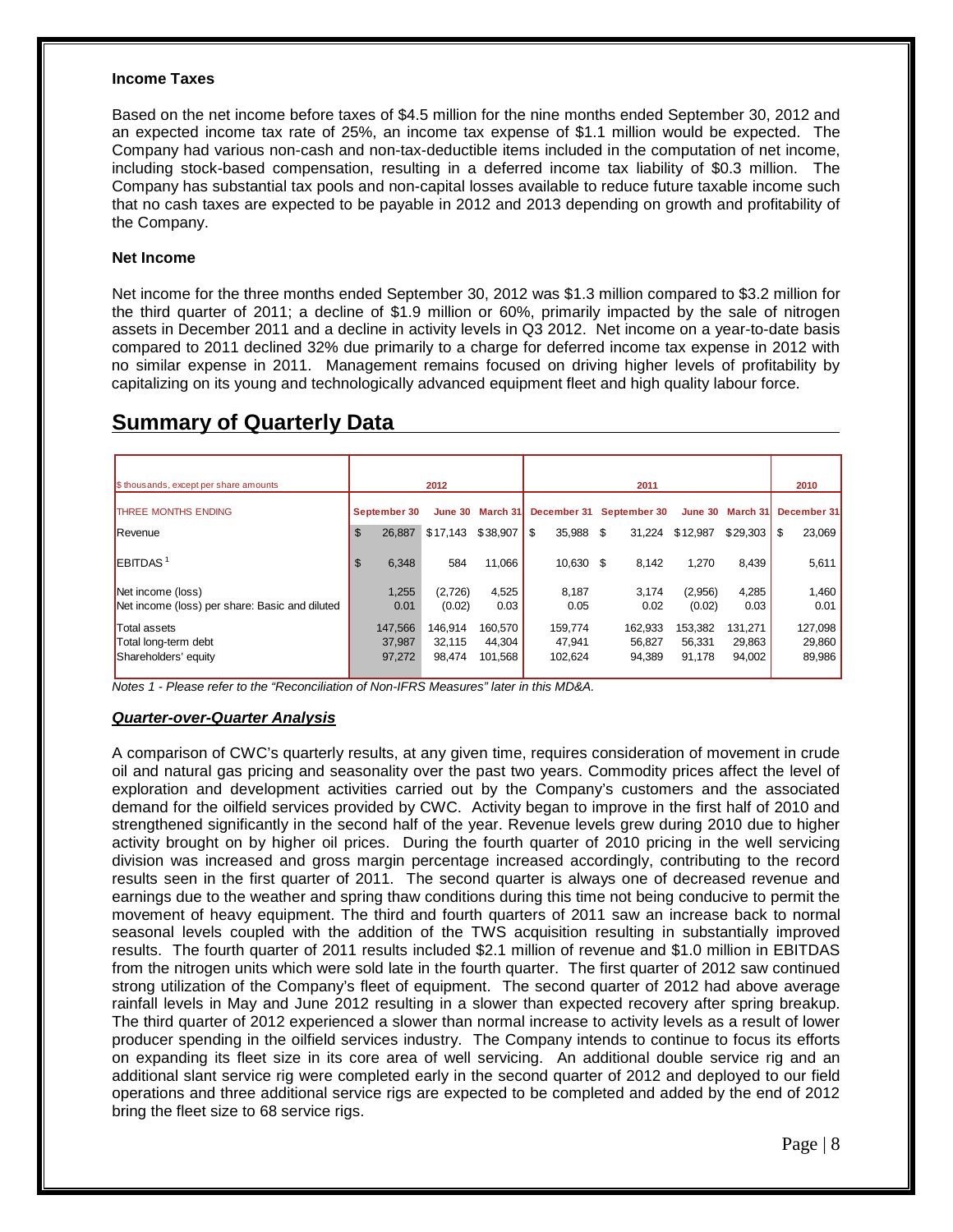### Income Taxes

Based on the net income before taxes of $4.5 million for the nine months ended September 30, 2012 and an expected income tax rate of 25%, an income tax expense of $1.1 million would be expected. The Company had various non-cash and non-tax-deductible items included in the computation of net income, including stock-based compensation, resulting in a deferred income tax liability of $0.3 million. The Company has substantial tax pools and non-capital losses available to reduce future taxable income such that no cash taxes are expected to be payable in 2012 and 2013 depending on growth and profitability of the Company.

### Net Income

Net income for the three months ended September 30, 2012 was $1.3 million compared to $3.2 million for the third quarter of 2011; a decline of $1.9 million or 60%, primarily impacted by the sale of nitrogen assets in December 2011 and a decline in activity levels in Q3 2012. Net income on a year-to-date basis compared to 2011 declined 32% due primarily to a charge for deferred income tax expense in 2012 with no similar expense in 2011. Management remains focused on driving higher levels of profitability by capitalizing on its young and technologically advanced equipment fleet and high quality labour force.

## Summary of Quarterly Data

| $ thousands, except per share amounts | 2012 | | | 2011 | | | | 2010 |
|---|---|---|---|---|---|---|---|---|
| THREE MONTHS ENDING | September 30 | June 30 | March 31 | December 31 | September 30 | June 30 | March 31 | December 31 |
| Revenue | $ 26,887 | $17,143 | $38,907 | $ 35,988 | $ 31,224 | $12,987 | $29,303 | $ 23,069 |
| EBITDAS [1] | $ 6,348 | 584 | 11,066 | 10,630 | $ 8,142 | 1,270 | 8,439 | 5,611 |
| Net income (loss) | 1,255 | (2,726) | 4,525 | 8,187 | 3,174 | (2,956) | 4,285 | 1,460 |
| Net income (loss) per share: Basic and diluted | 0.01 | (0.02) | 0.03 | 0.05 | 0.02 | (0.02) | 0.03 | 0.01 |
| Total assets | 147,566 | 146,914 | 160,570 | 159,774 | 162,933 | 153,382 | 131,271 | 127,098 |
| Total long-term debt | 37,987 | 32,115 | 44,304 | 47,941 | 56,827 | 56,331 | 29,863 | 29,860 |
| Shareholders' equity | 97,272 | 98,474 | 101,568 | 102,624 | 94,389 | 91,178 | 94,002 | 89,986 |

*Notes 1 - Please refer to the "Reconciliation of Non-IFRS Measures" later in this MD&A.*

***Quarter-over-Quarter Analysis***

A comparison of CWC's quarterly results, at any given time, requires consideration of movement in crude oil and natural gas pricing and seasonality over the past two years. Commodity prices affect the level of exploration and development activities carried out by the Company's customers and the associated demand for the oilfield services provided by CWC. Activity began to improve in the first half of 2010 and strengthened significantly in the second half of the year. Revenue levels grew during 2010 due to higher activity brought on by higher oil prices. During the fourth quarter of 2010 pricing in the well servicing division was increased and gross margin percentage increased accordingly, contributing to the record results seen in the first quarter of 2011. The second quarter is always one of decreased revenue and earnings due to the weather and spring thaw conditions during this time not being conducive to permit the movement of heavy equipment. The third and fourth quarters of 2011 saw an increase back to normal seasonal levels coupled with the addition of the TWS acquisition resulting in substantially improved results. The fourth quarter of 2011 results included $2.1 million of revenue and $1.0 million in EBITDAS from the nitrogen units which were sold late in the fourth quarter. The first quarter of 2012 saw continued strong utilization of the Company's fleet of equipment. The second quarter of 2012 had above average rainfall levels in May and June 2012 resulting in a slower than expected recovery after spring breakup. The third quarter of 2012 experienced a slower than normal increase to activity levels as a result of lower producer spending in the oilfield services industry. The Company intends to continue to focus its efforts on expanding its fleet size in its core area of well servicing. An additional double service rig and an additional slant service rig were completed early in the second quarter of 2012 and deployed to our field operations and three additional service rigs are expected to be completed and added by the end of 2012 bring the fleet size to 68 service rigs.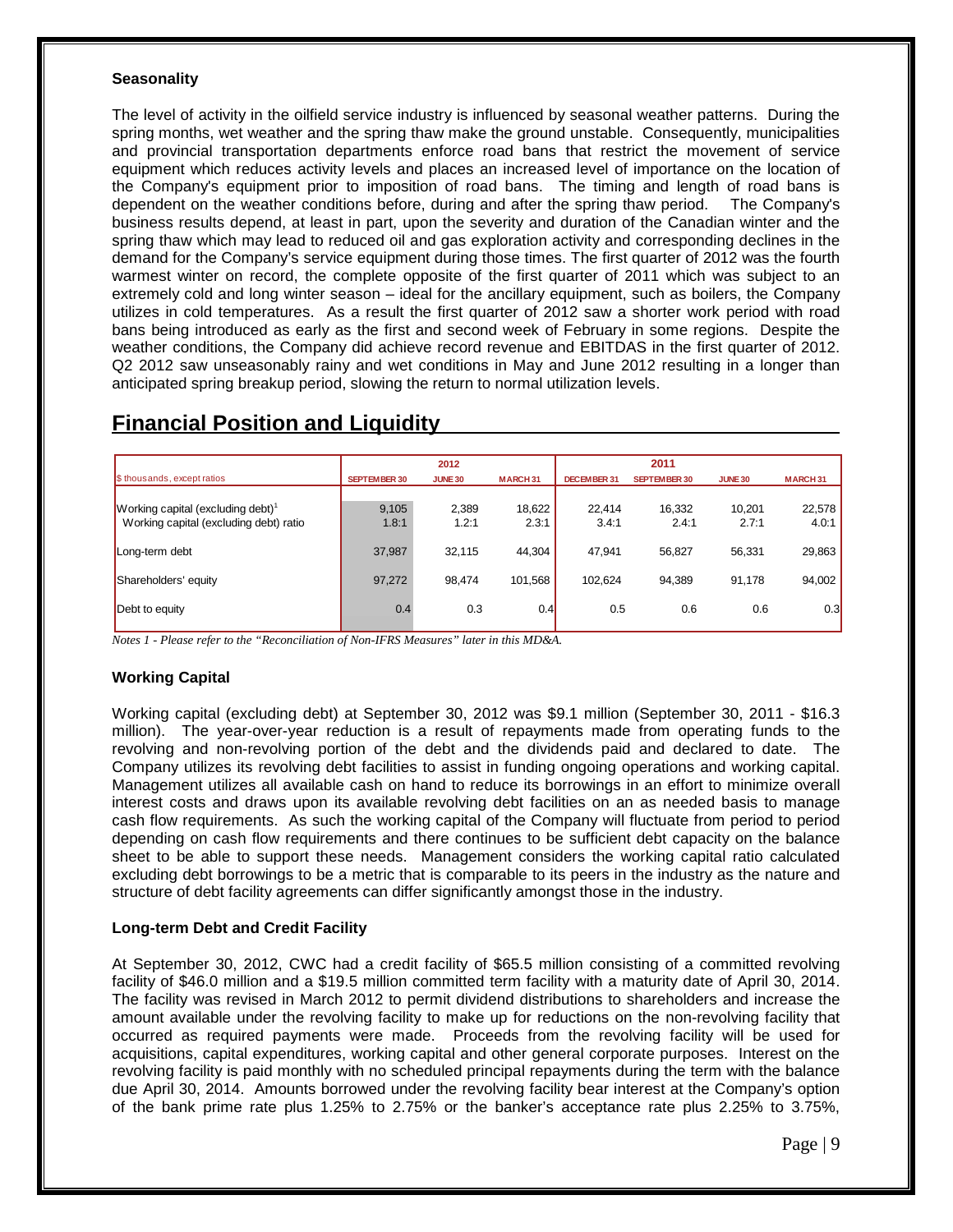### Seasonality

The level of activity in the oilfield service industry is influenced by seasonal weather patterns. During the spring months, wet weather and the spring thaw make the ground unstable. Consequently, municipalities and provincial transportation departments enforce road bans that restrict the movement of service equipment which reduces activity levels and places an increased level of importance on the location of the Company's equipment prior to imposition of road bans. The timing and length of road bans is dependent on the weather conditions before, during and after the spring thaw period. The Company's business results depend, at least in part, upon the severity and duration of the Canadian winter and the spring thaw which may lead to reduced oil and gas exploration activity and corresponding declines in the demand for the Company's service equipment during those times. The first quarter of 2012 was the fourth warmest winter on record, the complete opposite of the first quarter of 2011 which was subject to an extremely cold and long winter season – ideal for the ancillary equipment, such as boilers, the Company utilizes in cold temperatures. As a result the first quarter of 2012 saw a shorter work period with road bans being introduced as early as the first and second week of February in some regions. Despite the weather conditions, the Company did achieve record revenue and EBITDAS in the first quarter of 2012. Q2 2012 saw unseasonably rainy and wet conditions in May and June 2012 resulting in a longer than anticipated spring breakup period, slowing the return to normal utilization levels.

# Financial Position and Liquidity

| | 2012 | | | 2011 | | | |
|---|---|---|---|---|---|---|---|
| $ thousands, except ratios | SEPTEMBER 30 | JUNE 30 | MARCH 31 | DECEMBER 31 | SEPTEMBER 30 | JUNE 30 | MARCH 31 |
| Working capital (excluding debt)[1] | 9,105 | 2,389 | 18,622 | 22,414 | 16,332 | 10,201 | 22,578 |
| Working capital (excluding debt) ratio | 1.8:1 | 1.2:1 | 2.3:1 | 3.4:1 | 2.4:1 | 2.7:1 | 4.0:1 |
| Long-term debt | 37,987 | 32,115 | 44,304 | 47,941 | 56,827 | 56,331 | 29,863 |
| Shareholders' equity | 97,272 | 98,474 | 101,568 | 102,624 | 94,389 | 91,178 | 94,002 |
| Debt to equity | 0.4 | 0.3 | 0.4 | 0.5 | 0.6 | 0.6 | 0.3 |

*Notes 1 - Please refer to the "Reconciliation of Non-IFRS Measures" later in this MD&A.*

### Working Capital

Working capital (excluding debt) at September 30, 2012 was $9.1 million (September 30, 2011 - $16.3 million). The year-over-year reduction is a result of repayments made from operating funds to the revolving and non-revolving portion of the debt and the dividends paid and declared to date. The Company utilizes its revolving debt facilities to assist in funding ongoing operations and working capital. Management utilizes all available cash on hand to reduce its borrowings in an effort to minimize overall interest costs and draws upon its available revolving debt facilities on an as needed basis to manage cash flow requirements. As such the working capital of the Company will fluctuate from period to period depending on cash flow requirements and there continues to be sufficient debt capacity on the balance sheet to be able to support these needs. Management considers the working capital ratio calculated excluding debt borrowings to be a metric that is comparable to its peers in the industry as the nature and structure of debt facility agreements can differ significantly amongst those in the industry.

### Long-term Debt and Credit Facility

At September 30, 2012, CWC had a credit facility of $65.5 million consisting of a committed revolving facility of $46.0 million and a $19.5 million committed term facility with a maturity date of April 30, 2014. The facility was revised in March 2012 to permit dividend distributions to shareholders and increase the amount available under the revolving facility to make up for reductions on the non-revolving facility that occurred as required payments were made. Proceeds from the revolving facility will be used for acquisitions, capital expenditures, working capital and other general corporate purposes. Interest on the revolving facility is paid monthly with no scheduled principal repayments during the term with the balance due April 30, 2014. Amounts borrowed under the revolving facility bear interest at the Company's option of the bank prime rate plus 1.25% to 2.75% or the banker's acceptance rate plus 2.25% to 3.75%,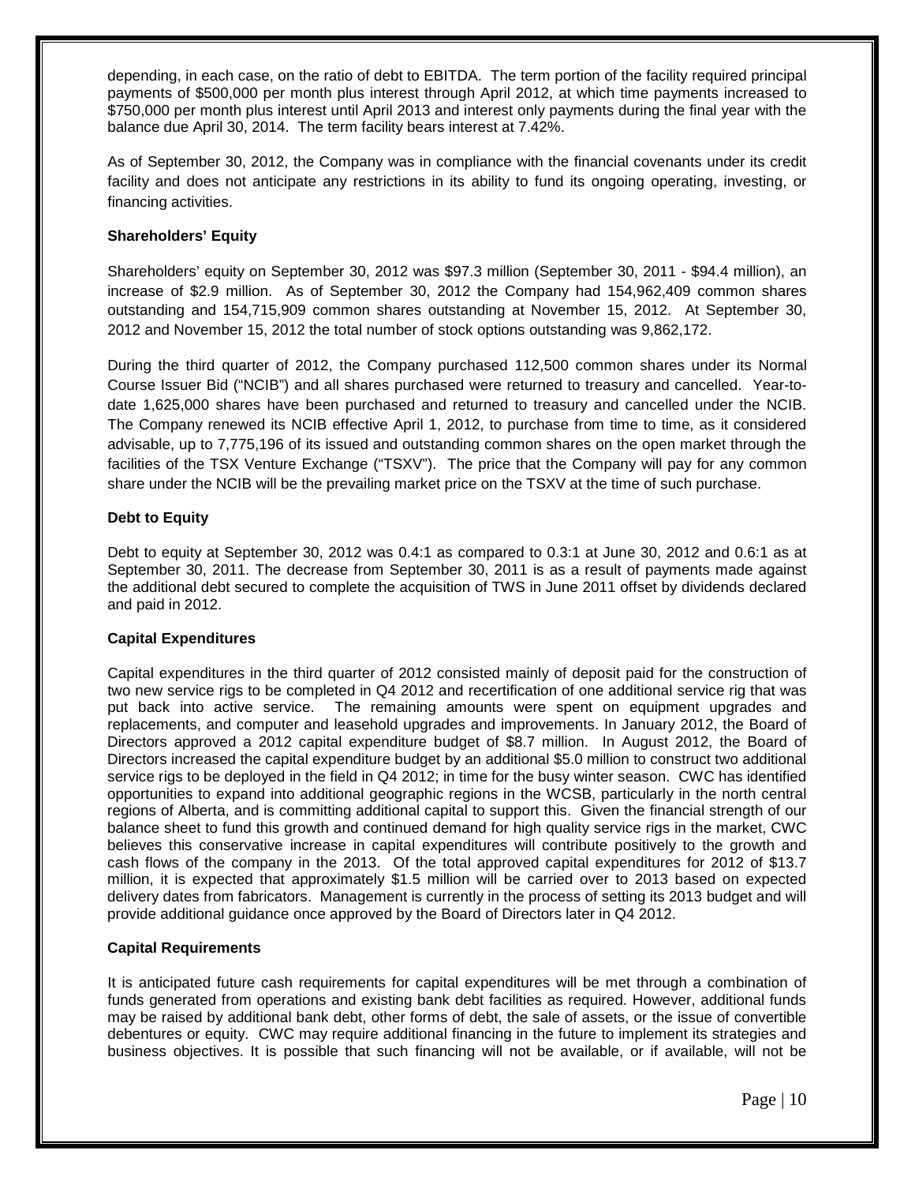depending, in each case, on the ratio of debt to EBITDA. The term portion of the facility required principal payments of $500,000 per month plus interest through April 2012, at which time payments increased to $750,000 per month plus interest until April 2013 and interest only payments during the final year with the balance due April 30, 2014. The term facility bears interest at 7.42%.

As of September 30, 2012, the Company was in compliance with the financial covenants under its credit facility and does not anticipate any restrictions in its ability to fund its ongoing operating, investing, or financing activities.

**Shareholders' Equity**

Shareholders' equity on September 30, 2012 was $97.3 million (September 30, 2011 - $94.4 million), an increase of $2.9 million. As of September 30, 2012 the Company had 154,962,409 common shares outstanding and 154,715,909 common shares outstanding at November 15, 2012. At September 30, 2012 and November 15, 2012 the total number of stock options outstanding was 9,862,172.

During the third quarter of 2012, the Company purchased 112,500 common shares under its Normal Course Issuer Bid ("NCIB") and all shares purchased were returned to treasury and cancelled. Year-to-date 1,625,000 shares have been purchased and returned to treasury and cancelled under the NCIB. The Company renewed its NCIB effective April 1, 2012, to purchase from time to time, as it considered advisable, up to 7,775,196 of its issued and outstanding common shares on the open market through the facilities of the TSX Venture Exchange ("TSXV"). The price that the Company will pay for any common share under the NCIB will be the prevailing market price on the TSXV at the time of such purchase.

**Debt to Equity**

Debt to equity at September 30, 2012 was 0.4:1 as compared to 0.3:1 at June 30, 2012 and 0.6:1 as at September 30, 2011. The decrease from September 30, 2011 is as a result of payments made against the additional debt secured to complete the acquisition of TWS in June 2011 offset by dividends declared and paid in 2012.

**Capital Expenditures**

Capital expenditures in the third quarter of 2012 consisted mainly of deposit paid for the construction of two new service rigs to be completed in Q4 2012 and recertification of one additional service rig that was put back into active service. The remaining amounts were spent on equipment upgrades and replacements, and computer and leasehold upgrades and improvements. In January 2012, the Board of Directors approved a 2012 capital expenditure budget of $8.7 million. In August 2012, the Board of Directors increased the capital expenditure budget by an additional $5.0 million to construct two additional service rigs to be deployed in the field in Q4 2012; in time for the busy winter season. CWC has identified opportunities to expand into additional geographic regions in the WCSB, particularly in the north central regions of Alberta, and is committing additional capital to support this. Given the financial strength of our balance sheet to fund this growth and continued demand for high quality service rigs in the market, CWC believes this conservative increase in capital expenditures will contribute positively to the growth and cash flows of the company in the 2013. Of the total approved capital expenditures for 2012 of $13.7 million, it is expected that approximately $1.5 million will be carried over to 2013 based on expected delivery dates from fabricators. Management is currently in the process of setting its 2013 budget and will provide additional guidance once approved by the Board of Directors later in Q4 2012.

**Capital Requirements**

It is anticipated future cash requirements for capital expenditures will be met through a combination of funds generated from operations and existing bank debt facilities as required. However, additional funds may be raised by additional bank debt, other forms of debt, the sale of assets, or the issue of convertible debentures or equity. CWC may require additional financing in the future to implement its strategies and business objectives. It is possible that such financing will not be available, or if available, will not be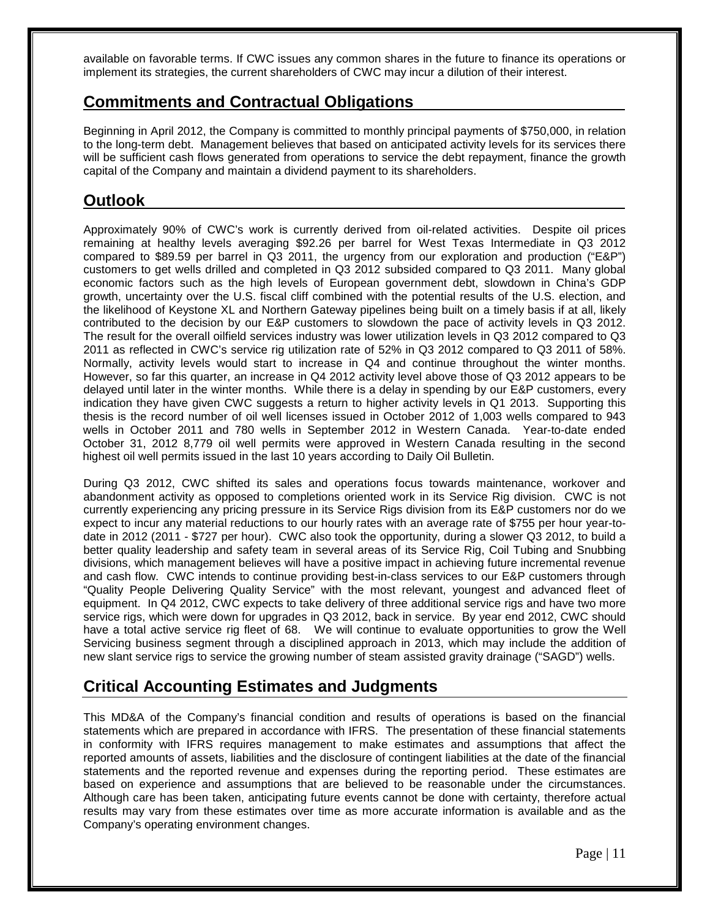available on favorable terms. If CWC issues any common shares in the future to finance its operations or implement its strategies, the current shareholders of CWC may incur a dilution of their interest.

## Commitments and Contractual Obligations

Beginning in April 2012, the Company is committed to monthly principal payments of $750,000, in relation to the long-term debt. Management believes that based on anticipated activity levels for its services there will be sufficient cash flows generated from operations to service the debt repayment, finance the growth capital of the Company and maintain a dividend payment to its shareholders.

## Outlook

Approximately 90% of CWC's work is currently derived from oil-related activities. Despite oil prices remaining at healthy levels averaging $92.26 per barrel for West Texas Intermediate in Q3 2012 compared to $89.59 per barrel in Q3 2011, the urgency from our exploration and production ("E&P") customers to get wells drilled and completed in Q3 2012 subsided compared to Q3 2011. Many global economic factors such as the high levels of European government debt, slowdown in China's GDP growth, uncertainty over the U.S. fiscal cliff combined with the potential results of the U.S. election, and the likelihood of Keystone XL and Northern Gateway pipelines being built on a timely basis if at all, likely contributed to the decision by our E&P customers to slowdown the pace of activity levels in Q3 2012. The result for the overall oilfield services industry was lower utilization levels in Q3 2012 compared to Q3 2011 as reflected in CWC's service rig utilization rate of 52% in Q3 2012 compared to Q3 2011 of 58%. Normally, activity levels would start to increase in Q4 and continue throughout the winter months. However, so far this quarter, an increase in Q4 2012 activity level above those of Q3 2012 appears to be delayed until later in the winter months. While there is a delay in spending by our E&P customers, every indication they have given CWC suggests a return to higher activity levels in Q1 2013. Supporting this thesis is the record number of oil well licenses issued in October 2012 of 1,003 wells compared to 943 wells in October 2011 and 780 wells in September 2012 in Western Canada. Year-to-date ended October 31, 2012 8,779 oil well permits were approved in Western Canada resulting in the second highest oil well permits issued in the last 10 years according to Daily Oil Bulletin.

During Q3 2012, CWC shifted its sales and operations focus towards maintenance, workover and abandonment activity as opposed to completions oriented work in its Service Rig division. CWC is not currently experiencing any pricing pressure in its Service Rigs division from its E&P customers nor do we expect to incur any material reductions to our hourly rates with an average rate of $755 per hour year-to-date in 2012 (2011 - $727 per hour). CWC also took the opportunity, during a slower Q3 2012, to build a better quality leadership and safety team in several areas of its Service Rig, Coil Tubing and Snubbing divisions, which management believes will have a positive impact in achieving future incremental revenue and cash flow. CWC intends to continue providing best-in-class services to our E&P customers through "Quality People Delivering Quality Service" with the most relevant, youngest and advanced fleet of equipment. In Q4 2012, CWC expects to take delivery of three additional service rigs and have two more service rigs, which were down for upgrades in Q3 2012, back in service. By year end 2012, CWC should have a total active service rig fleet of 68. We will continue to evaluate opportunities to grow the Well Servicing business segment through a disciplined approach in 2013, which may include the addition of new slant service rigs to service the growing number of steam assisted gravity drainage ("SAGD") wells.

## Critical Accounting Estimates and Judgments

This MD&A of the Company's financial condition and results of operations is based on the financial statements which are prepared in accordance with IFRS. The presentation of these financial statements in conformity with IFRS requires management to make estimates and assumptions that affect the reported amounts of assets, liabilities and the disclosure of contingent liabilities at the date of the financial statements and the reported revenue and expenses during the reporting period. These estimates are based on experience and assumptions that are believed to be reasonable under the circumstances. Although care has been taken, anticipating future events cannot be done with certainty, therefore actual results may vary from these estimates over time as more accurate information is available and as the Company's operating environment changes.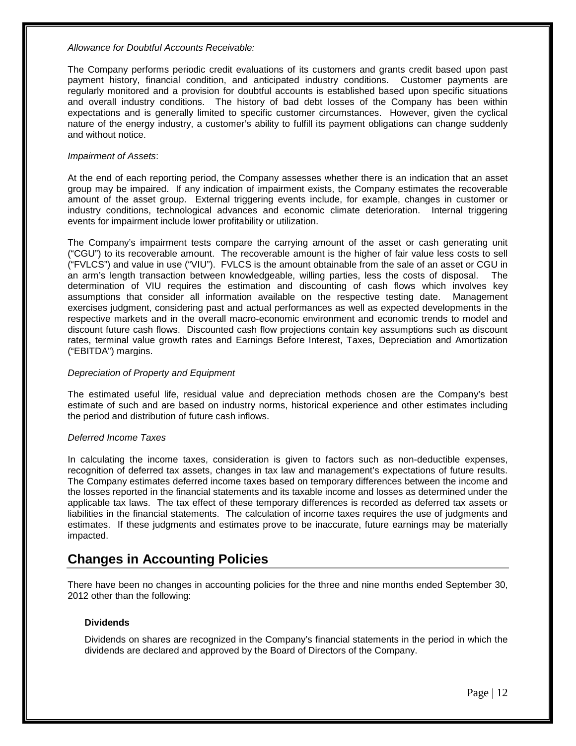*Allowance for Doubtful Accounts Receivable:*

The Company performs periodic credit evaluations of its customers and grants credit based upon past payment history, financial condition, and anticipated industry conditions. Customer payments are regularly monitored and a provision for doubtful accounts is established based upon specific situations and overall industry conditions. The history of bad debt losses of the Company has been within expectations and is generally limited to specific customer circumstances. However, given the cyclical nature of the energy industry, a customer's ability to fulfill its payment obligations can change suddenly and without notice.

*Impairment of Assets*:

At the end of each reporting period, the Company assesses whether there is an indication that an asset group may be impaired. If any indication of impairment exists, the Company estimates the recoverable amount of the asset group. External triggering events include, for example, changes in customer or industry conditions, technological advances and economic climate deterioration. Internal triggering events for impairment include lower profitability or utilization.

The Company's impairment tests compare the carrying amount of the asset or cash generating unit ("CGU") to its recoverable amount. The recoverable amount is the higher of fair value less costs to sell ("FVLCS") and value in use ("VIU"). FVLCS is the amount obtainable from the sale of an asset or CGU in an arm's length transaction between knowledgeable, willing parties, less the costs of disposal. The determination of VIU requires the estimation and discounting of cash flows which involves key assumptions that consider all information available on the respective testing date. Management exercises judgment, considering past and actual performances as well as expected developments in the respective markets and in the overall macro-economic environment and economic trends to model and discount future cash flows. Discounted cash flow projections contain key assumptions such as discount rates, terminal value growth rates and Earnings Before Interest, Taxes, Depreciation and Amortization ("EBITDA") margins.

*Depreciation of Property and Equipment*

The estimated useful life, residual value and depreciation methods chosen are the Company's best estimate of such and are based on industry norms, historical experience and other estimates including the period and distribution of future cash inflows.

*Deferred Income Taxes*

In calculating the income taxes, consideration is given to factors such as non-deductible expenses, recognition of deferred tax assets, changes in tax law and management's expectations of future results. The Company estimates deferred income taxes based on temporary differences between the income and the losses reported in the financial statements and its taxable income and losses as determined under the applicable tax laws. The tax effect of these temporary differences is recorded as deferred tax assets or liabilities in the financial statements. The calculation of income taxes requires the use of judgments and estimates. If these judgments and estimates prove to be inaccurate, future earnings may be materially impacted.

## Changes in Accounting Policies

There have been no changes in accounting policies for the three and nine months ended September 30, 2012 other than the following:

**Dividends**

Dividends on shares are recognized in the Company's financial statements in the period in which the dividends are declared and approved by the Board of Directors of the Company.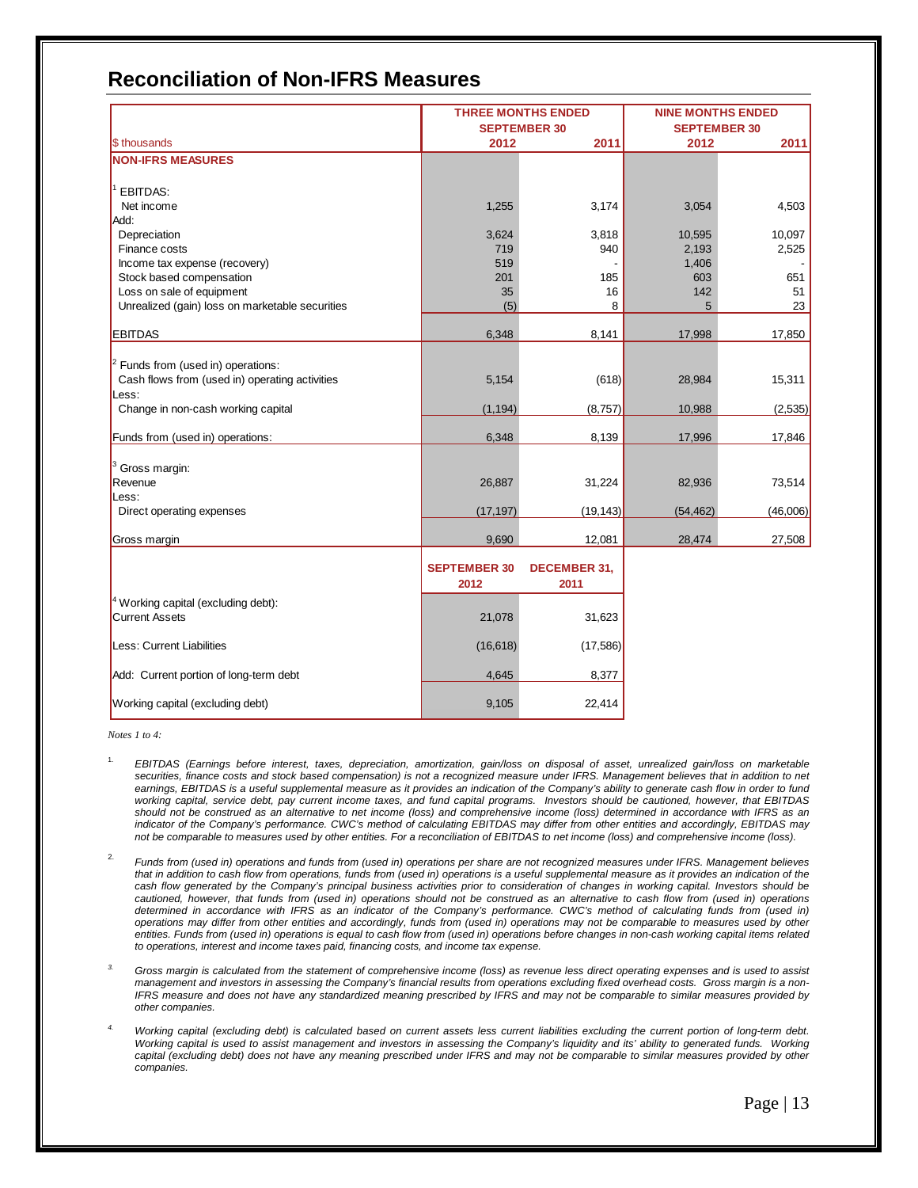## Reconciliation of Non-IFRS Measures

| $ thousands | THREE MONTHS ENDED SEPTEMBER 30 2012 | 2011 | NINE MONTHS ENDED SEPTEMBER 30 2012 | 2011 |
|---|---|---|---|---|
| **NON-IFRS MEASURES** | | | | |
| [1] EBITDAS: | | | | |
| Net income | 1,255 | 3,174 | 3,054 | 4,503 |
| Add: | | | | |
| Depreciation | 3,624 | 3,818 | 10,595 | 10,097 |
| Finance costs | 719 | 940 | 2,193 | 2,525 |
| Income tax expense (recovery) | 519 | - | 1,406 | - |
| Stock based compensation | 201 | 185 | 603 | 651 |
| Loss on sale of equipment | 35 | 16 | 142 | 51 |
| Unrealized (gain) loss on marketable securities | (5) | 8 | 5 | 23 |
| EBITDAS | 6,348 | 8,141 | 17,998 | 17,850 |
| [2] Funds from (used in) operations: | | | | |
| Cash flows from (used in) operating activities | 5,154 | (618) | 28,984 | 15,311 |
| Less: | | | | |
| Change in non-cash working capital | (1,194) | (8,757) | 10,988 | (2,535) |
| Funds from (used in) operations: | 6,348 | 8,139 | 17,996 | 17,846 |
| [3] Gross margin: | | | | |
| Revenue | 26,887 | 31,224 | 82,936 | 73,514 |
| Less: | | | | |
| Direct operating expenses | (17,197) | (19,143) | (54,462) | (46,006) |
| Gross margin | 9,690 | 12,081 | 28,474 | 27,508 |

| | SEPTEMBER 30 2012 | DECEMBER 31, 2011 |
|---|---|---|
| [4] Working capital (excluding debt): | | |
| Current Assets | 21,078 | 31,623 |
| Less: Current Liabilities | (16,618) | (17,586) |
| Add: Current portion of long-term debt | 4,645 | 8,377 |
| Working capital (excluding debt) | 9,105 | 22,414 |

*Notes 1 to 4:*

1. *EBITDAS (Earnings before interest, taxes, depreciation, amortization, gain/loss on disposal of asset, unrealized gain/loss on marketable securities, finance costs and stock based compensation) is not a recognized measure under IFRS. Management believes that in addition to net earnings, EBITDAS is a useful supplemental measure as it provides an indication of the Company's ability to generate cash flow in order to fund working capital, service debt, pay current income taxes, and fund capital programs. Investors should be cautioned, however, that EBITDAS should not be construed as an alternative to net income (loss) and comprehensive income (loss) determined in accordance with IFRS as an indicator of the Company's performance. CWC's method of calculating EBITDAS may differ from other entities and accordingly, EBITDAS may not be comparable to measures used by other entities. For a reconciliation of EBITDAS to net income (loss) and comprehensive income (loss).*

2. *Funds from (used in) operations and funds from (used in) operations per share are not recognized measures under IFRS. Management believes that in addition to cash flow from operations, funds from (used in) operations is a useful supplemental measure as it provides an indication of the cash flow generated by the Company's principal business activities prior to consideration of changes in working capital. Investors should be cautioned, however, that funds from (used in) operations should not be construed as an alternative to cash flow from (used in) operations determined in accordance with IFRS as an indicator of the Company's performance. CWC's method of calculating funds from (used in) operations may differ from other entities and accordingly, funds from (used in) operations may not be comparable to measures used by other entities. Funds from (used in) operations is equal to cash flow from (used in) operations before changes in non-cash working capital items related to operations, interest and income taxes paid, financing costs, and income tax expense.*

3. *Gross margin is calculated from the statement of comprehensive income (loss) as revenue less direct operating expenses and is used to assist management and investors in assessing the Company's financial results from operations excluding fixed overhead costs. Gross margin is a non-IFRS measure and does not have any standardized meaning prescribed by IFRS and may not be comparable to similar measures provided by other companies.*

4. *Working capital (excluding debt) is calculated based on current assets less current liabilities excluding the current portion of long-term debt. Working capital is used to assist management and investors in assessing the Company's liquidity and its' ability to generated funds. Working capital (excluding debt) does not have any meaning prescribed under IFRS and may not be comparable to similar measures provided by other companies.*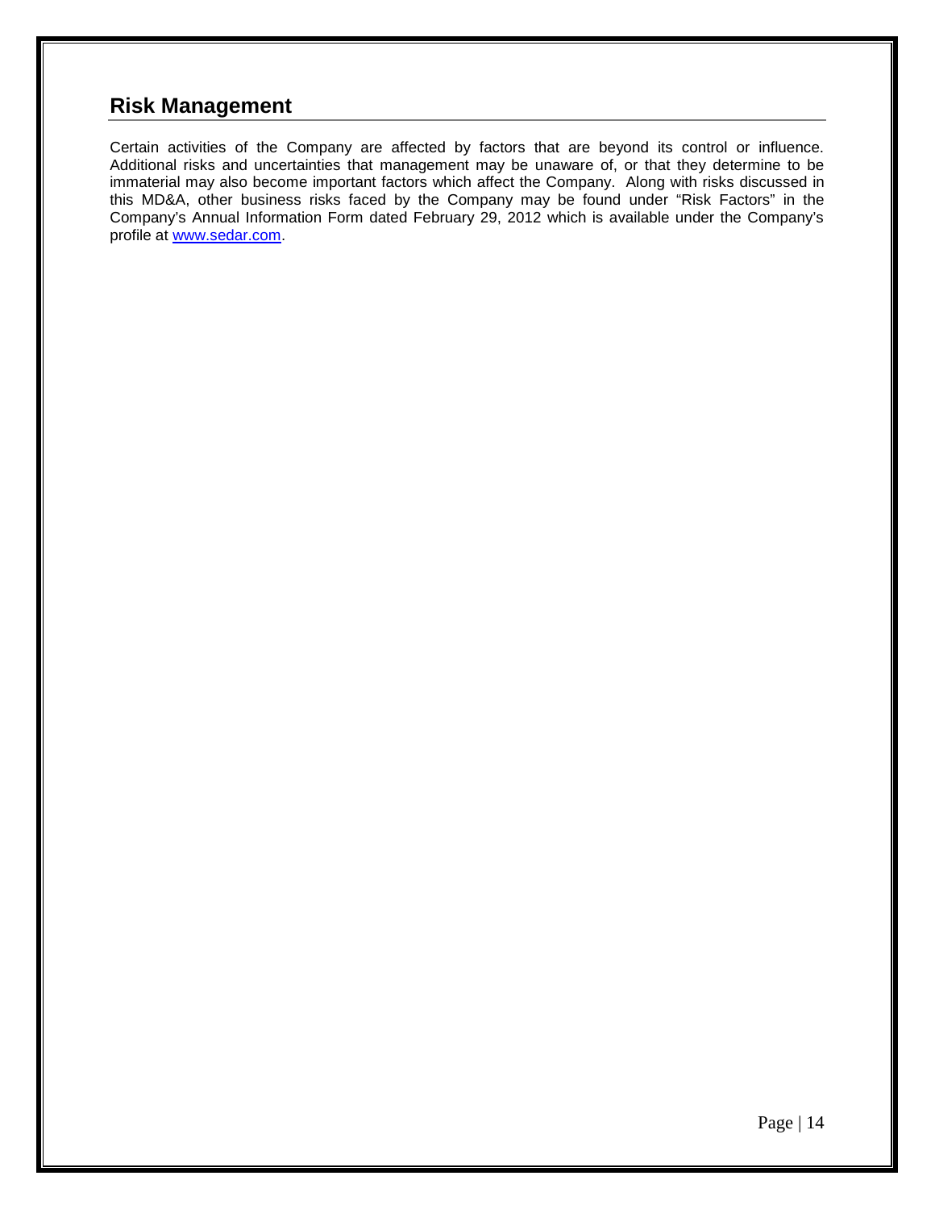## Risk Management

Certain activities of the Company are affected by factors that are beyond its control or influence. Additional risks and uncertainties that management may be unaware of, or that they determine to be immaterial may also become important factors which affect the Company. Along with risks discussed in this MD&A, other business risks faced by the Company may be found under "Risk Factors" in the Company's Annual Information Form dated February 29, 2012 which is available under the Company's profile at www.sedar.com.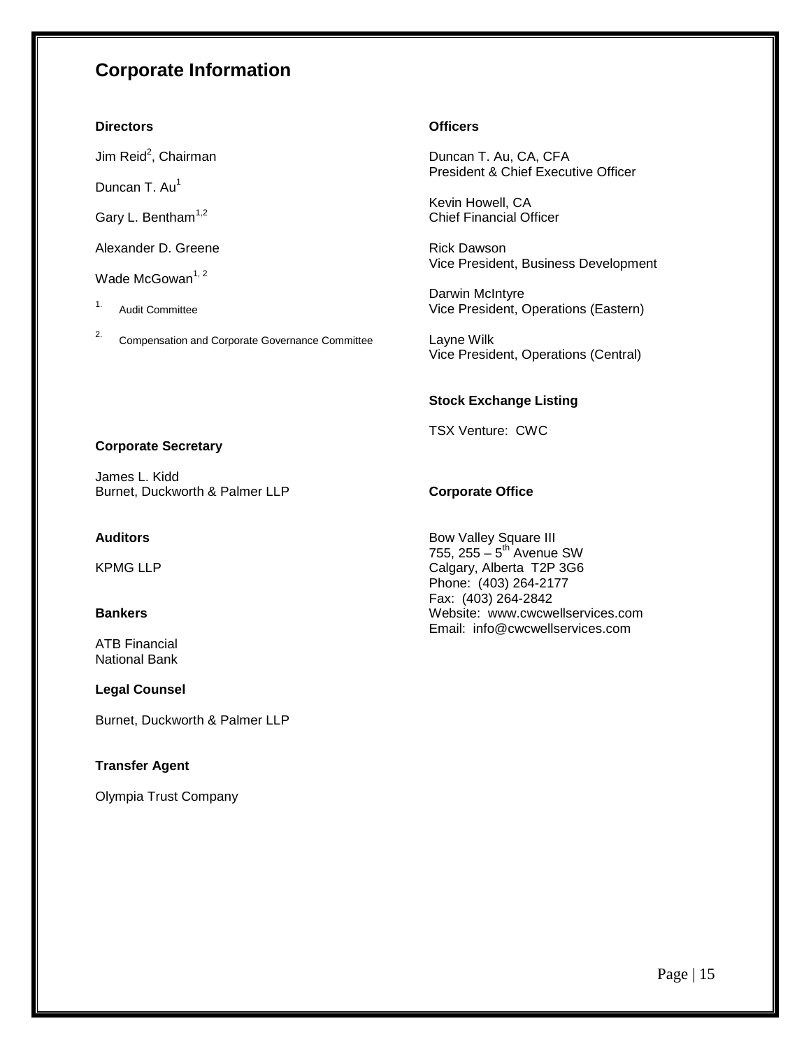# Corporate Information

**Directors**

Jim Reid[2], Chairman

Duncan T. Au[1]

Gary L. Bentham[1,2]

Alexander D. Greene

Wade McGowan[1, 2]

1. Audit Committee

2. Compensation and Corporate Governance Committee

**Corporate Secretary**

James L. Kidd
Burnet, Duckworth & Palmer LLP

**Auditors**

KPMG LLP

**Bankers**

ATB Financial
National Bank

**Legal Counsel**

Burnet, Duckworth & Palmer LLP

**Transfer Agent**

Olympia Trust Company

**Officers**

Duncan T. Au, CA, CFA
President & Chief Executive Officer

Kevin Howell, CA
Chief Financial Officer

Rick Dawson
Vice President, Business Development

Darwin McIntyre
Vice President, Operations (Eastern)

Layne Wilk
Vice President, Operations (Central)

**Stock Exchange Listing**

TSX Venture: CWC

**Corporate Office**

Bow Valley Square III
755, 255 – 5th Avenue SW
Calgary, Alberta T2P 3G6
Phone: (403) 264-2177
Fax: (403) 264-2842
Website: www.cwcwellservices.com
Email: info@cwcwellservices.com